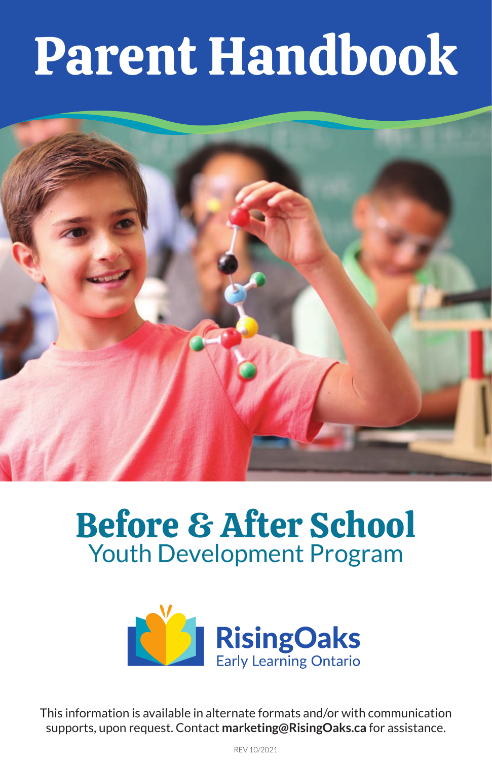# Parent Handbook

## Before & After School

Youth Development Program

RisingOaks
Early Learning Ontario

This information is available in alternate formats and/or with communication supports, upon request. Contact **marketing@RisingOaks.ca** for assistance.

REV 10/2021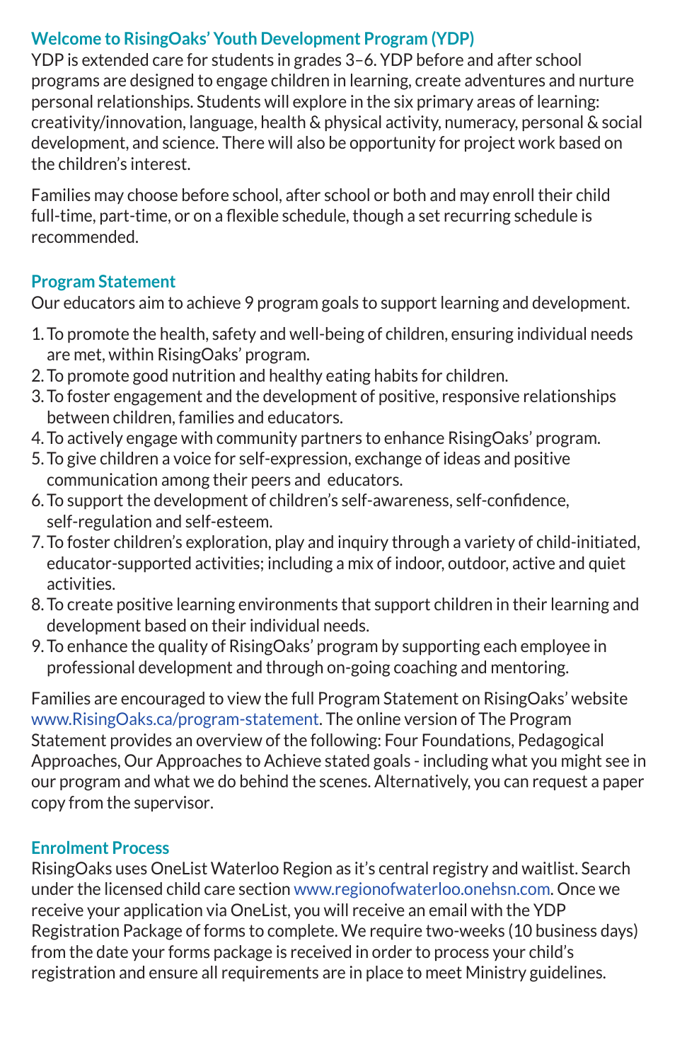## Welcome to RisingOaks' Youth Development Program (YDP)

YDP is extended care for students in grades 3–6. YDP before and after school programs are designed to engage children in learning, create adventures and nurture personal relationships. Students will explore in the six primary areas of learning: creativity/innovation, language, health & physical activity, numeracy, personal & social development, and science. There will also be opportunity for project work based on the children's interest.

Families may choose before school, after school or both and may enroll their child full-time, part-time, or on a flexible schedule, though a set recurring schedule is recommended.

## Program Statement

Our educators aim to achieve 9 program goals to support learning and development.

1. To promote the health, safety and well-being of children, ensuring individual needs are met, within RisingOaks' program.
2. To promote good nutrition and healthy eating habits for children.
3. To foster engagement and the development of positive, responsive relationships between children, families and educators.
4. To actively engage with community partners to enhance RisingOaks' program.
5. To give children a voice for self-expression, exchange of ideas and positive communication among their peers and educators.
6. To support the development of children's self-awareness, self-confidence, self-regulation and self-esteem.
7. To foster children's exploration, play and inquiry through a variety of child-initiated, educator-supported activities; including a mix of indoor, outdoor, active and quiet activities.
8. To create positive learning environments that support children in their learning and development based on their individual needs.
9. To enhance the quality of RisingOaks' program by supporting each employee in professional development and through on-going coaching and mentoring.

Families are encouraged to view the full Program Statement on RisingOaks' website www.RisingOaks.ca/program-statement. The online version of The Program Statement provides an overview of the following: Four Foundations, Pedagogical Approaches, Our Approaches to Achieve stated goals - including what you might see in our program and what we do behind the scenes. Alternatively, you can request a paper copy from the supervisor.

## Enrolment Process

RisingOaks uses OneList Waterloo Region as it's central registry and waitlist. Search under the licensed child care section www.regionofwaterloo.onehsn.com. Once we receive your application via OneList, you will receive an email with the YDP Registration Package of forms to complete. We require two-weeks (10 business days) from the date your forms package is received in order to process your child's registration and ensure all requirements are in place to meet Ministry guidelines.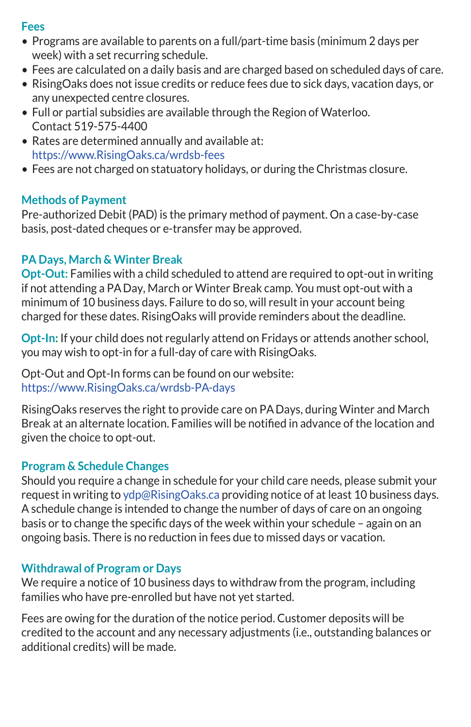## Fees

- Programs are available to parents on a full/part-time basis (minimum 2 days per week) with a set recurring schedule.
- Fees are calculated on a daily basis and are charged based on scheduled days of care.
- RisingOaks does not issue credits or reduce fees due to sick days, vacation days, or any unexpected centre closures.
- Full or partial subsidies are available through the Region of Waterloo. Contact 519-575-4400
- Rates are determined annually and available at: https://www.RisingOaks.ca/wrdsb-fees
- Fees are not charged on statuatory holidays, or during the Christmas closure.

## Methods of Payment

Pre-authorized Debit (PAD) is the primary method of payment. On a case-by-case basis, post-dated cheques or e-transfer may be approved.

## PA Days, March & Winter Break

**Opt-Out:** Families with a child scheduled to attend are required to opt-out in writing if not attending a PA Day, March or Winter Break camp. You must opt-out with a minimum of 10 business days. Failure to do so, will result in your account being charged for these dates. RisingOaks will provide reminders about the deadline.

**Opt-In:** If your child does not regularly attend on Fridays or attends another school, you may wish to opt-in for a full-day of care with RisingOaks.

Opt-Out and Opt-In forms can be found on our website: https://www.RisingOaks.ca/wrdsb-PA-days

RisingOaks reserves the right to provide care on PA Days, during Winter and March Break at an alternate location. Families will be notified in advance of the location and given the choice to opt-out.

## Program & Schedule Changes

Should you require a change in schedule for your child care needs, please submit your request in writing to ydp@RisingOaks.ca providing notice of at least 10 business days. A schedule change is intended to change the number of days of care on an ongoing basis or to change the specific days of the week within your schedule – again on an ongoing basis. There is no reduction in fees due to missed days or vacation.

## Withdrawal of Program or Days

We require a notice of 10 business days to withdraw from the program, including families who have pre-enrolled but have not yet started.

Fees are owing for the duration of the notice period. Customer deposits will be credited to the account and any necessary adjustments (i.e., outstanding balances or additional credits) will be made.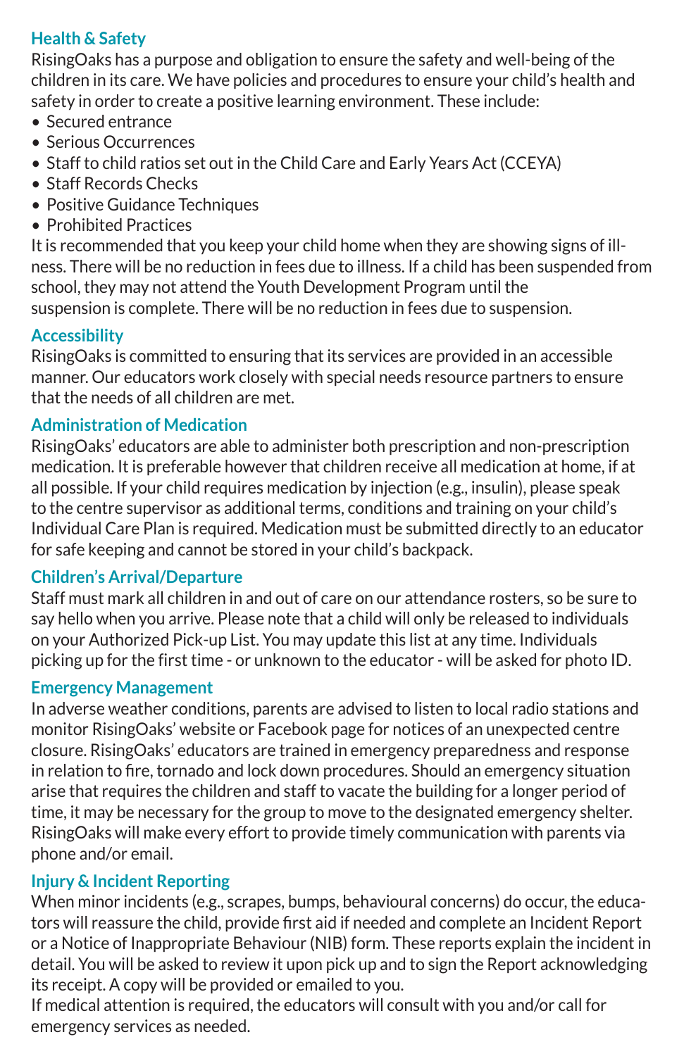## Health & Safety

RisingOaks has a purpose and obligation to ensure the safety and well-being of the children in its care. We have policies and procedures to ensure your child's health and safety in order to create a positive learning environment. These include:

- Secured entrance
- Serious Occurrences
- Staff to child ratios set out in the Child Care and Early Years Act (CCEYA)
- Staff Records Checks
- Positive Guidance Techniques
- Prohibited Practices

It is recommended that you keep your child home when they are showing signs of illness. There will be no reduction in fees due to illness. If a child has been suspended from school, they may not attend the Youth Development Program until the suspension is complete. There will be no reduction in fees due to suspension.

## Accessibility

RisingOaks is committed to ensuring that its services are provided in an accessible manner. Our educators work closely with special needs resource partners to ensure that the needs of all children are met.

## Administration of Medication

RisingOaks' educators are able to administer both prescription and non-prescription medication. It is preferable however that children receive all medication at home, if at all possible. If your child requires medication by injection (e.g., insulin), please speak to the centre supervisor as additional terms, conditions and training on your child's Individual Care Plan is required. Medication must be submitted directly to an educator for safe keeping and cannot be stored in your child's backpack.

## Children's Arrival/Departure

Staff must mark all children in and out of care on our attendance rosters, so be sure to say hello when you arrive. Please note that a child will only be released to individuals on your Authorized Pick-up List. You may update this list at any time. Individuals picking up for the first time - or unknown to the educator - will be asked for photo ID.

## Emergency Management

In adverse weather conditions, parents are advised to listen to local radio stations and monitor RisingOaks' website or Facebook page for notices of an unexpected centre closure. RisingOaks' educators are trained in emergency preparedness and response in relation to fire, tornado and lock down procedures. Should an emergency situation arise that requires the children and staff to vacate the building for a longer period of time, it may be necessary for the group to move to the designated emergency shelter. RisingOaks will make every effort to provide timely communication with parents via phone and/or email.

## Injury & Incident Reporting

When minor incidents (e.g., scrapes, bumps, behavioural concerns) do occur, the educators will reassure the child, provide first aid if needed and complete an Incident Report or a Notice of Inappropriate Behaviour (NIB) form. These reports explain the incident in detail. You will be asked to review it upon pick up and to sign the Report acknowledging its receipt. A copy will be provided or emailed to you.

If medical attention is required, the educators will consult with you and/or call for emergency services as needed.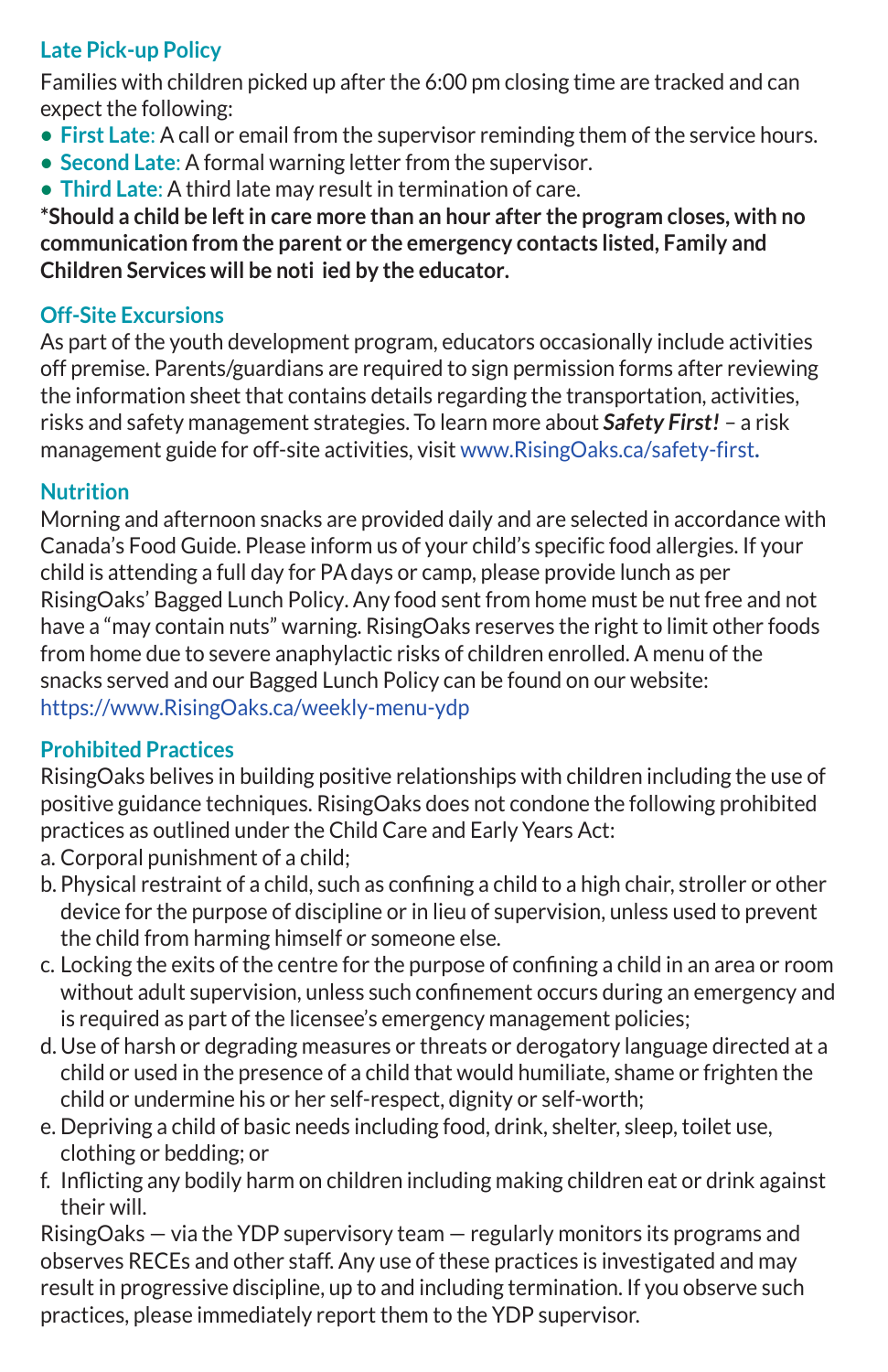## Late Pick-up Policy

Families with children picked up after the 6:00 pm closing time are tracked and can expect the following:

- **First Late**: A call or email from the supervisor reminding them of the service hours.
- **Second Late**: A formal warning letter from the supervisor.
- **Third Late**: A third late may result in termination of care.

**\*Should a child be left in care more than an hour after the program closes, with no communication from the parent or the emergency contacts listed, Family and Children Services will be noti ied by the educator.**

## Off-Site Excursions

As part of the youth development program, educators occasionally include activities off premise. Parents/guardians are required to sign permission forms after reviewing the information sheet that contains details regarding the transportation, activities, risks and safety management strategies. To learn more about ***Safety First!*** – a risk management guide for off-site activities, visit www.RisingOaks.ca/safety-first.

## Nutrition

Morning and afternoon snacks are provided daily and are selected in accordance with Canada's Food Guide. Please inform us of your child's specific food allergies. If your child is attending a full day for PA days or camp, please provide lunch as per RisingOaks' Bagged Lunch Policy. Any food sent from home must be nut free and not have a "may contain nuts" warning. RisingOaks reserves the right to limit other foods from home due to severe anaphylactic risks of children enrolled. A menu of the snacks served and our Bagged Lunch Policy can be found on our website: https://www.RisingOaks.ca/weekly-menu-ydp

## Prohibited Practices

RisingOaks belives in building positive relationships with children including the use of positive guidance techniques. RisingOaks does not condone the following prohibited practices as outlined under the Child Care and Early Years Act:

a. Corporal punishment of a child;
b. Physical restraint of a child, such as confining a child to a high chair, stroller or other device for the purpose of discipline or in lieu of supervision, unless used to prevent the child from harming himself or someone else.
c. Locking the exits of the centre for the purpose of confining a child in an area or room without adult supervision, unless such confinement occurs during an emergency and is required as part of the licensee's emergency management policies;
d. Use of harsh or degrading measures or threats or derogatory language directed at a child or used in the presence of a child that would humiliate, shame or frighten the child or undermine his or her self-respect, dignity or self-worth;
e. Depriving a child of basic needs including food, drink, shelter, sleep, toilet use, clothing or bedding; or
f. Inflicting any bodily harm on children including making children eat or drink against their will.

RisingOaks — via the YDP supervisory team — regularly monitors its programs and observes RECEs and other staff. Any use of these practices is investigated and may result in progressive discipline, up to and including termination. If you observe such practices, please immediately report them to the YDP supervisor.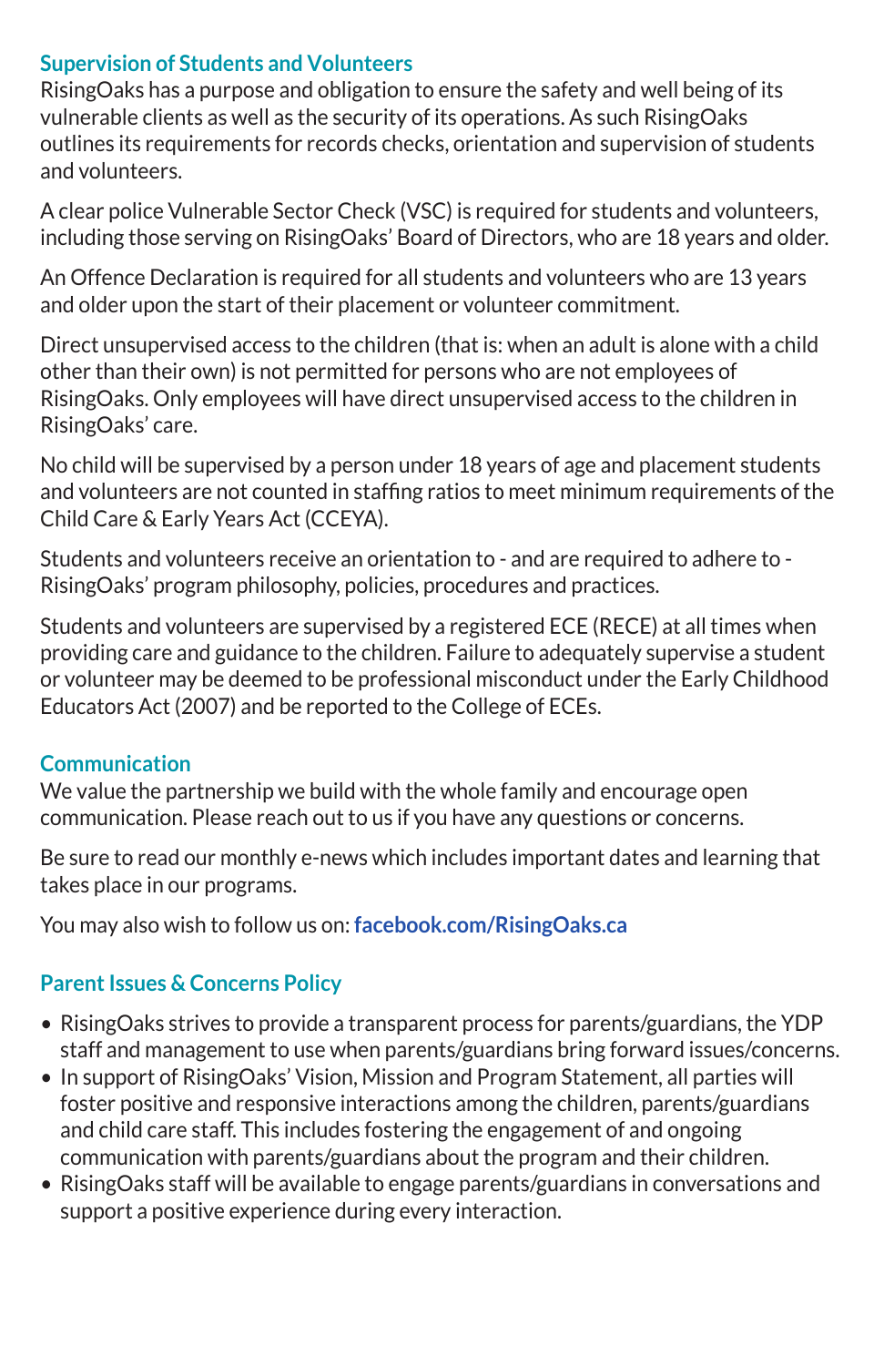## Supervision of Students and Volunteers

RisingOaks has a purpose and obligation to ensure the safety and well being of its vulnerable clients as well as the security of its operations. As such RisingOaks outlines its requirements for records checks, orientation and supervision of students and volunteers.

A clear police Vulnerable Sector Check (VSC) is required for students and volunteers, including those serving on RisingOaks' Board of Directors, who are 18 years and older.

An Offence Declaration is required for all students and volunteers who are 13 years and older upon the start of their placement or volunteer commitment.

Direct unsupervised access to the children (that is: when an adult is alone with a child other than their own) is not permitted for persons who are not employees of RisingOaks. Only employees will have direct unsupervised access to the children in RisingOaks' care.

No child will be supervised by a person under 18 years of age and placement students and volunteers are not counted in staffing ratios to meet minimum requirements of the Child Care & Early Years Act (CCEYA).

Students and volunteers receive an orientation to - and are required to adhere to - RisingOaks' program philosophy, policies, procedures and practices.

Students and volunteers are supervised by a registered ECE (RECE) at all times when providing care and guidance to the children. Failure to adequately supervise a student or volunteer may be deemed to be professional misconduct under the Early Childhood Educators Act (2007) and be reported to the College of ECEs.

## Communication

We value the partnership we build with the whole family and encourage open communication. Please reach out to us if you have any questions or concerns.

Be sure to read our monthly e-news which includes important dates and learning that takes place in our programs.

You may also wish to follow us on: **facebook.com/RisingOaks.ca**

## Parent Issues & Concerns Policy

- RisingOaks strives to provide a transparent process for parents/guardians, the YDP staff and management to use when parents/guardians bring forward issues/concerns.
- In support of RisingOaks' Vision, Mission and Program Statement, all parties will foster positive and responsive interactions among the children, parents/guardians and child care staff. This includes fostering the engagement of and ongoing communication with parents/guardians about the program and their children.
- RisingOaks staff will be available to engage parents/guardians in conversations and support a positive experience during every interaction.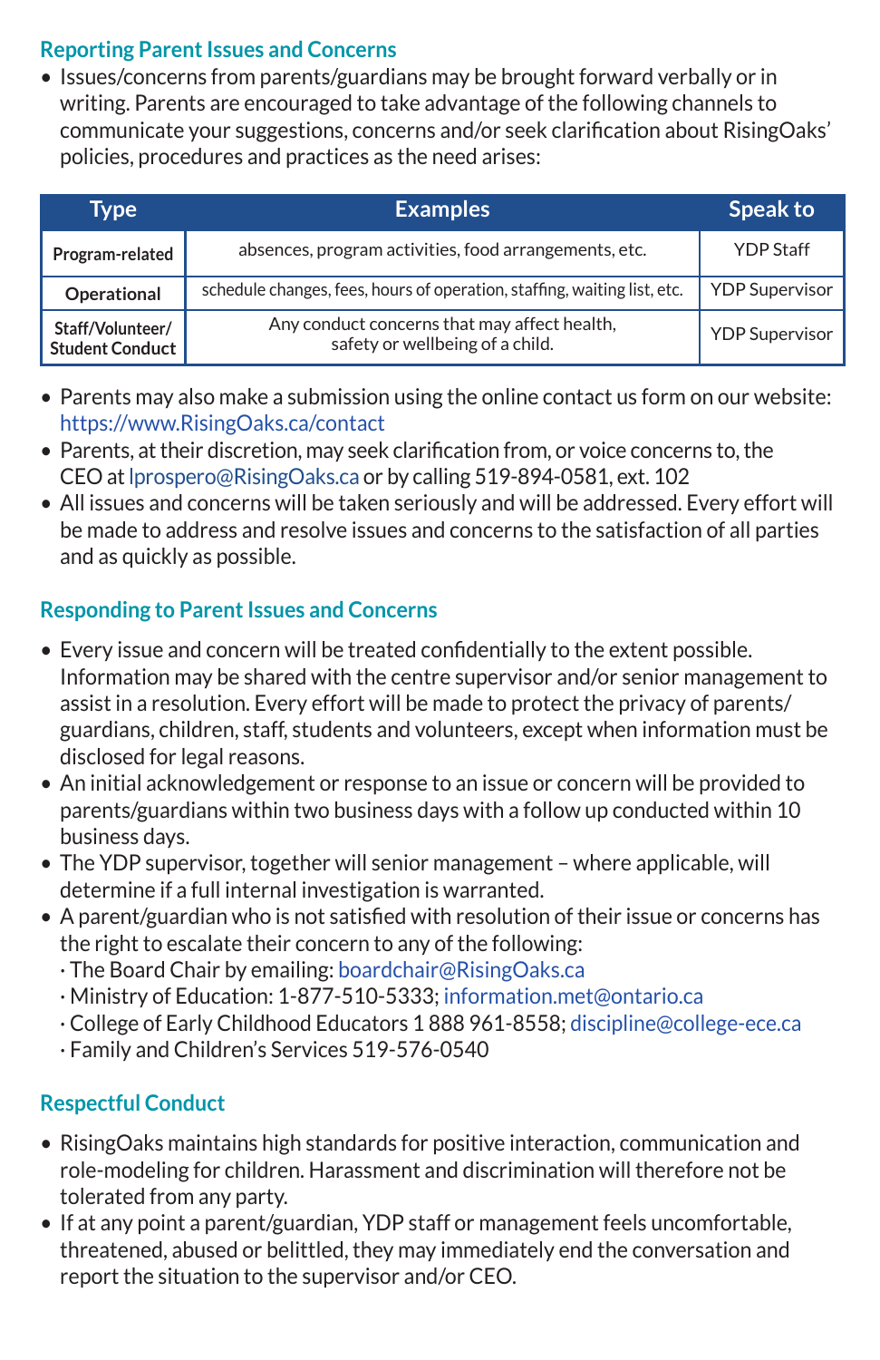## Reporting Parent Issues and Concerns

- Issues/concerns from parents/guardians may be brought forward verbally or in writing. Parents are encouraged to take advantage of the following channels to communicate your suggestions, concerns and/or seek clarification about RisingOaks' policies, procedures and practices as the need arises:

| Type | Examples | Speak to |
|---|---|---|
| **Program-related** | absences, program activities, food arrangements, etc. | YDP Staff |
| **Operational** | schedule changes, fees, hours of operation, staffing, waiting list, etc. | YDP Supervisor |
| **Staff/Volunteer/ Student Conduct** | Any conduct concerns that may affect health, safety or wellbeing of a child. | YDP Supervisor |

- Parents may also make a submission using the online contact us form on our website: https://www.RisingOaks.ca/contact
- Parents, at their discretion, may seek clarification from, or voice concerns to, the CEO at lprospero@RisingOaks.ca or by calling 519-894-0581, ext. 102
- All issues and concerns will be taken seriously and will be addressed. Every effort will be made to address and resolve issues and concerns to the satisfaction of all parties and as quickly as possible.

## Responding to Parent Issues and Concerns

- Every issue and concern will be treated confidentially to the extent possible. Information may be shared with the centre supervisor and/or senior management to assist in a resolution. Every effort will be made to protect the privacy of parents/ guardians, children, staff, students and volunteers, except when information must be disclosed for legal reasons.
- An initial acknowledgement or response to an issue or concern will be provided to parents/guardians within two business days with a follow up conducted within 10 business days.
- The YDP supervisor, together will senior management – where applicable, will determine if a full internal investigation is warranted.
- A parent/guardian who is not satisfied with resolution of their issue or concerns has the right to escalate their concern to any of the following:
  - The Board Chair by emailing: boardchair@RisingOaks.ca
  - Ministry of Education: 1-877-510-5333; information.met@ontario.ca
  - College of Early Childhood Educators 1 888 961-8558; discipline@college-ece.ca
  - Family and Children's Services 519-576-0540

## Respectful Conduct

- RisingOaks maintains high standards for positive interaction, communication and role-modeling for children. Harassment and discrimination will therefore not be tolerated from any party.
- If at any point a parent/guardian, YDP staff or management feels uncomfortable, threatened, abused or belittled, they may immediately end the conversation and report the situation to the supervisor and/or CEO.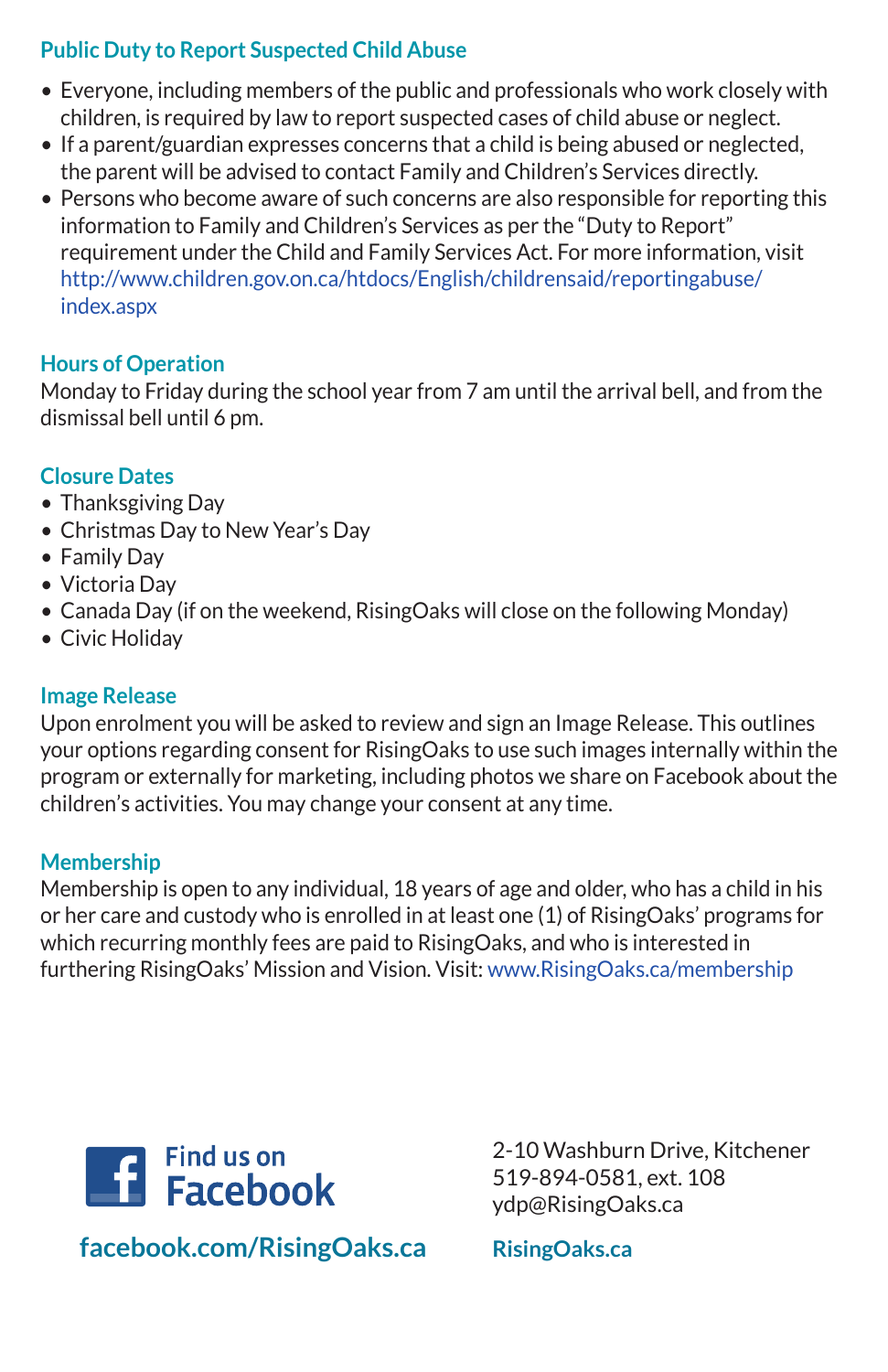## Public Duty to Report Suspected Child Abuse

- Everyone, including members of the public and professionals who work closely with children, is required by law to report suspected cases of child abuse or neglect.
- If a parent/guardian expresses concerns that a child is being abused or neglected, the parent will be advised to contact Family and Children's Services directly.
- Persons who become aware of such concerns are also responsible for reporting this information to Family and Children's Services as per the "Duty to Report" requirement under the Child and Family Services Act. For more information, visit http://www.children.gov.on.ca/htdocs/English/childrensaid/reportingabuse/index.aspx

## Hours of Operation

Monday to Friday during the school year from 7 am until the arrival bell, and from the dismissal bell until 6 pm.

## Closure Dates

- Thanksgiving Day
- Christmas Day to New Year's Day
- Family Day
- Victoria Day
- Canada Day (if on the weekend, RisingOaks will close on the following Monday)
- Civic Holiday

## Image Release

Upon enrolment you will be asked to review and sign an Image Release. This outlines your options regarding consent for RisingOaks to use such images internally within the program or externally for marketing, including photos we share on Facebook about the children's activities. You may change your consent at any time.

## Membership

Membership is open to any individual, 18 years of age and older, who has a child in his or her care and custody who is enrolled in at least one (1) of RisingOaks' programs for which recurring monthly fees are paid to RisingOaks, and who is interested in furthering RisingOaks' Mission and Vision. Visit: www.RisingOaks.ca/membership

Find us on Facebook

**facebook.com/RisingOaks.ca**

2-10 Washburn Drive, Kitchener
519-894-0581, ext. 108
ydp@RisingOaks.ca

**RisingOaks.ca**